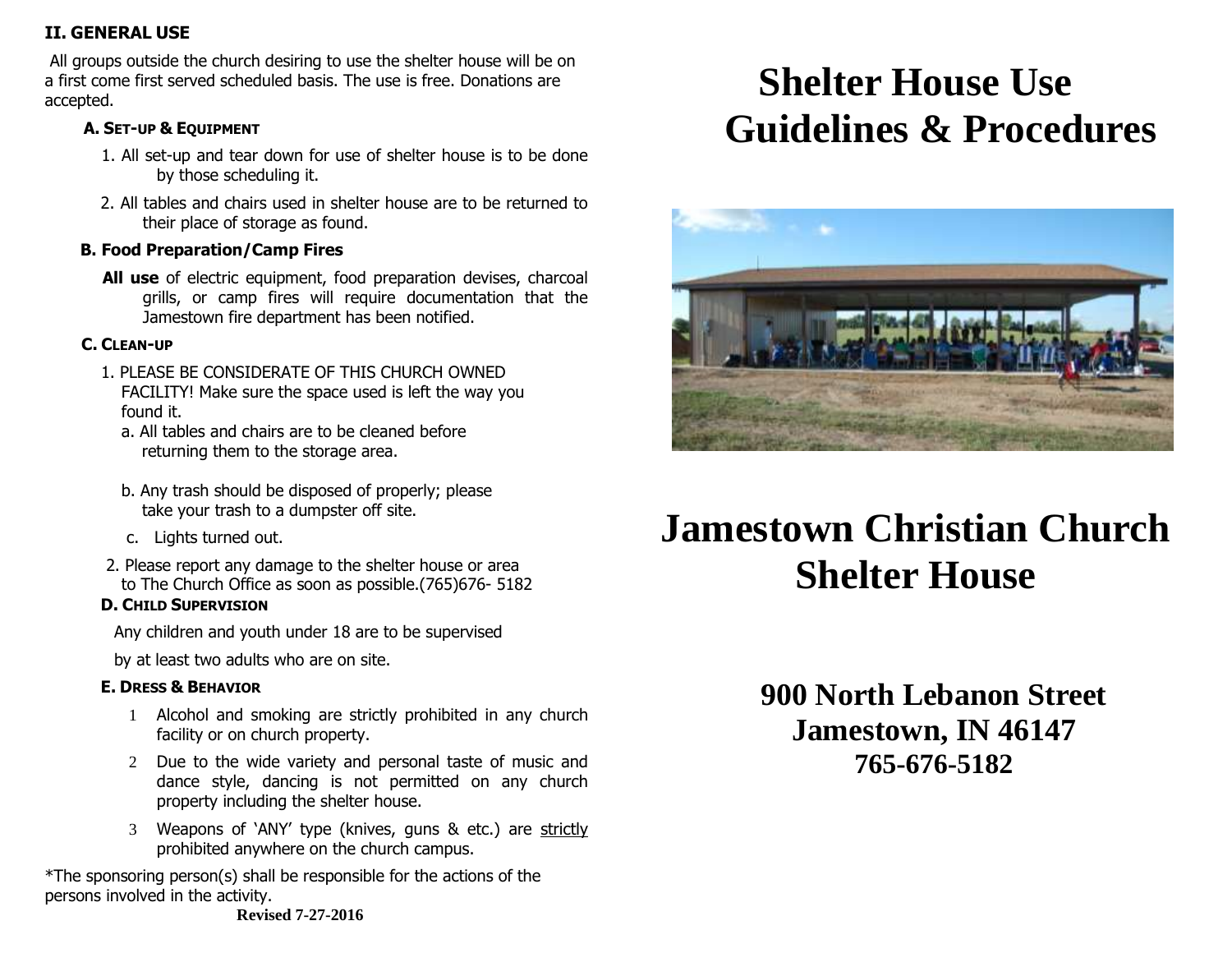## II. GENERAL USE

All groups outside the church desiring to use the shelter house will be on a first come first served scheduled basis. The use is free. Donations are accepted.

### A. SET-UP & EQUIPMENT

1. All set-up and tear down for use of shelter house is to be done by those scheduling it.
2. All tables and chairs used in shelter house are to be returned to their place of storage as found.

### B. Food Preparation/Camp Fires

**All use** of electric equipment, food preparation devises, charcoal grills, or camp fires will require documentation that the Jamestown fire department has been notified.

### C. CLEAN-UP

1. PLEASE BE CONSIDERATE OF THIS CHURCH OWNED FACILITY! Make sure the space used is left the way you found it.
   a. All tables and chairs are to be cleaned before returning them to the storage area.
   b. Any trash should be disposed of properly; please take your trash to a dumpster off site.
   c. Lights turned out.
2. Please report any damage to the shelter house or area to The Church Office as soon as possible.(765)676- 5182

### D. CHILD SUPERVISION

Any children and youth under 18 are to be supervised by at least two adults who are on site.

### E. DRESS & BEHAVIOR

1. Alcohol and smoking are strictly prohibited in any church facility or on church property.
2. Due to the wide variety and personal taste of music and dance style, dancing is not permitted on any church property including the shelter house.
3. Weapons of 'ANY' type (knives, guns & etc.) are strictly prohibited anywhere on the church campus.

*The sponsoring person(s) shall be responsible for the actions of the persons involved in the activity.

**Revised 7-27-2016**

# Shelter House Use Guidelines & Procedures

# Jamestown Christian Church Shelter House

**900 North Lebanon Street**
**Jamestown, IN 46147**
**765-676-5182**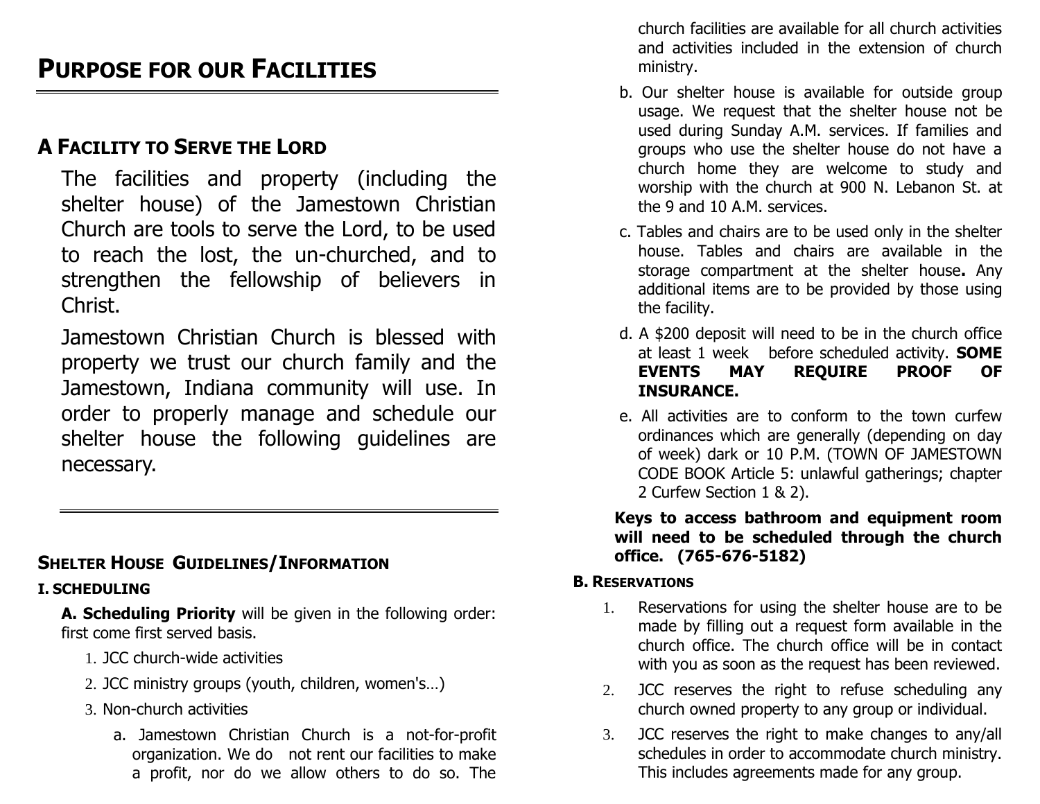# PURPOSE FOR OUR FACILITIES

## A FACILITY TO SERVE THE LORD

The facilities and property (including the shelter house) of the Jamestown Christian Church are tools to serve the Lord, to be used to reach the lost, the un-churched, and to strengthen the fellowship of believers in Christ.

Jamestown Christian Church is blessed with property we trust our church family and the Jamestown, Indiana community will use. In order to properly manage and schedule our shelter house the following guidelines are necessary.

## SHELTER HOUSE GUIDELINES/INFORMATION

### I. SCHEDULING

**A. Scheduling Priority** will be given in the following order: first come first served basis.

1. JCC church-wide activities
2. JCC ministry groups (youth, children, women's…)
3. Non-church activities
   a. Jamestown Christian Church is a not-for-profit organization. We do not rent our facilities to make a profit, nor do we allow others to do so. The church facilities are available for all church activities and activities included in the extension of church ministry.
   b. Our shelter house is available for outside group usage. We request that the shelter house not be used during Sunday A.M. services. If families and groups who use the shelter house do not have a church home they are welcome to study and worship with the church at 900 N. Lebanon St. at the 9 and 10 A.M. services.
   c. Tables and chairs are to be used only in the shelter house. Tables and chairs are available in the storage compartment at the shelter house. Any additional items are to be provided by those using the facility.
   d. A $200 deposit will need to be in the church office at least 1 week before scheduled activity. **SOME EVENTS MAY REQUIRE PROOF OF INSURANCE.**
   e. All activities are to conform to the town curfew ordinances which are generally (depending on day of week) dark or 10 P.M. (TOWN OF JAMESTOWN CODE BOOK Article 5: unlawful gatherings; chapter 2 Curfew Section 1 & 2).

**Keys to access bathroom and equipment room will need to be scheduled through the church office. (765-676-5182)**

**B. RESERVATIONS**

1. Reservations for using the shelter house are to be made by filling out a request form available in the church office. The church office will be in contact with you as soon as the request has been reviewed.
2. JCC reserves the right to refuse scheduling any church owned property to any group or individual.
3. JCC reserves the right to make changes to any/all schedules in order to accommodate church ministry. This includes agreements made for any group.